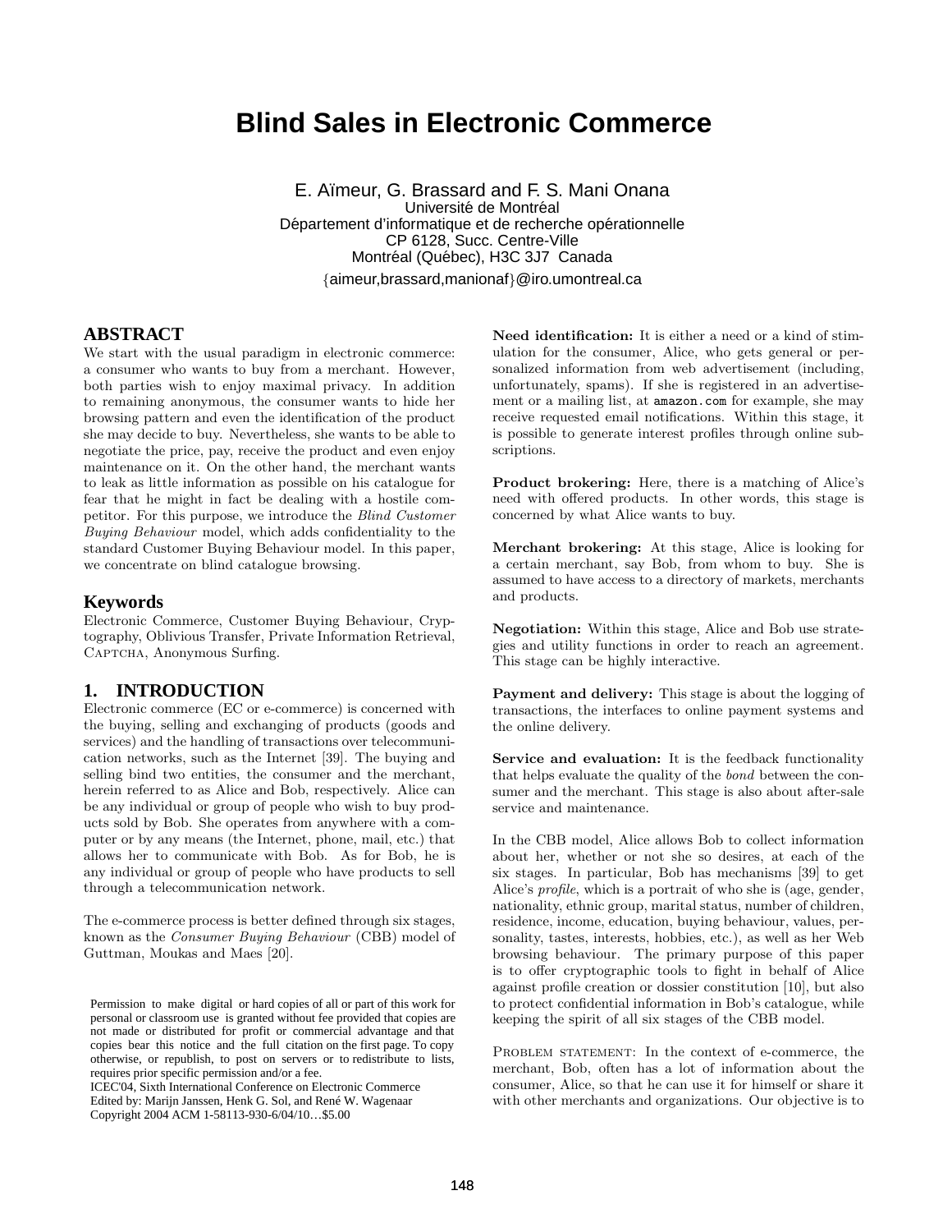# Blind Sales in Electronic Commerce

E. Aïmeur, G. Brassard and F. S. Mani Onana
Université de Montréal
Département d'informatique et de recherche opérationnelle
CP 6128, Succ. Centre-Ville
Montréal (Québec), H3C 3J7 Canada
{aimeur,brassard,manionaf}@iro.umontreal.ca

## ABSTRACT

We start with the usual paradigm in electronic commerce: a consumer who wants to buy from a merchant. However, both parties wish to enjoy maximal privacy. In addition to remaining anonymous, the consumer wants to hide her browsing pattern and even the identification of the product she may decide to buy. Nevertheless, she wants to be able to negotiate the price, pay, receive the product and even enjoy maintenance on it. On the other hand, the merchant wants to leak as little information as possible on his catalogue for fear that he might in fact be dealing with a hostile competitor. For this purpose, we introduce the *Blind Customer Buying Behaviour* model, which adds confidentiality to the standard Customer Buying Behaviour model. In this paper, we concentrate on blind catalogue browsing.

## Keywords

Electronic Commerce, Customer Buying Behaviour, Cryptography, Oblivious Transfer, Private Information Retrieval, Captcha, Anonymous Surfing.

## 1. INTRODUCTION

Electronic commerce (EC or e-commerce) is concerned with the buying, selling and exchanging of products (goods and services) and the handling of transactions over telecommunication networks, such as the Internet [39]. The buying and selling bind two entities, the consumer and the merchant, herein referred to as Alice and Bob, respectively. Alice can be any individual or group of people who wish to buy products sold by Bob. She operates from anywhere with a computer or by any means (the Internet, phone, mail, etc.) that allows her to communicate with Bob. As for Bob, he is any individual or group of people who have products to sell through a telecommunication network.

The e-commerce process is better defined through six stages, known as the *Consumer Buying Behaviour* (CBB) model of Guttman, Moukas and Maes [20].

Permission to make digital or hard copies of all or part of this work for personal or classroom use is granted without fee provided that copies are not made or distributed for profit or commercial advantage and that copies bear this notice and the full citation on the first page. To copy otherwise, or republish, to post on servers or to redistribute to lists, requires prior specific permission and/or a fee.
ICEC'04, Sixth International Conference on Electronic Commerce
Edited by: Marijn Janssen, Henk G. Sol, and René W. Wagenaar
Copyright 2004 ACM 1-58113-930-6/04/10…$5.00

**Need identification:** It is either a need or a kind of stimulation for the consumer, Alice, who gets general or personalized information from web advertisement (including, unfortunately, spams). If she is registered in an advertisement or a mailing list, at `amazon.com` for example, she may receive requested email notifications. Within this stage, it is possible to generate interest profiles through online subscriptions.

**Product brokering:** Here, there is a matching of Alice's need with offered products. In other words, this stage is concerned by what Alice wants to buy.

**Merchant brokering:** At this stage, Alice is looking for a certain merchant, say Bob, from whom to buy. She is assumed to have access to a directory of markets, merchants and products.

**Negotiation:** Within this stage, Alice and Bob use strategies and utility functions in order to reach an agreement. This stage can be highly interactive.

**Payment and delivery:** This stage is about the logging of transactions, the interfaces to online payment systems and the online delivery.

**Service and evaluation:** It is the feedback functionality that helps evaluate the quality of the *bond* between the consumer and the merchant. This stage is also about after-sale service and maintenance.

In the CBB model, Alice allows Bob to collect information about her, whether or not she so desires, at each of the six stages. In particular, Bob has mechanisms [39] to get Alice's *profile*, which is a portrait of who she is (age, gender, nationality, ethnic group, marital status, number of children, residence, income, education, buying behaviour, values, personality, tastes, interests, hobbies, etc.), as well as her Web browsing behaviour. The primary purpose of this paper is to offer cryptographic tools to fight in behalf of Alice against profile creation or dossier constitution [10], but also to protect confidential information in Bob's catalogue, while keeping the spirit of all six stages of the CBB model.

Problem statement: In the context of e-commerce, the merchant, Bob, often has a lot of information about the consumer, Alice, so that he can use it for himself or share it with other merchants and organizations. Our objective is to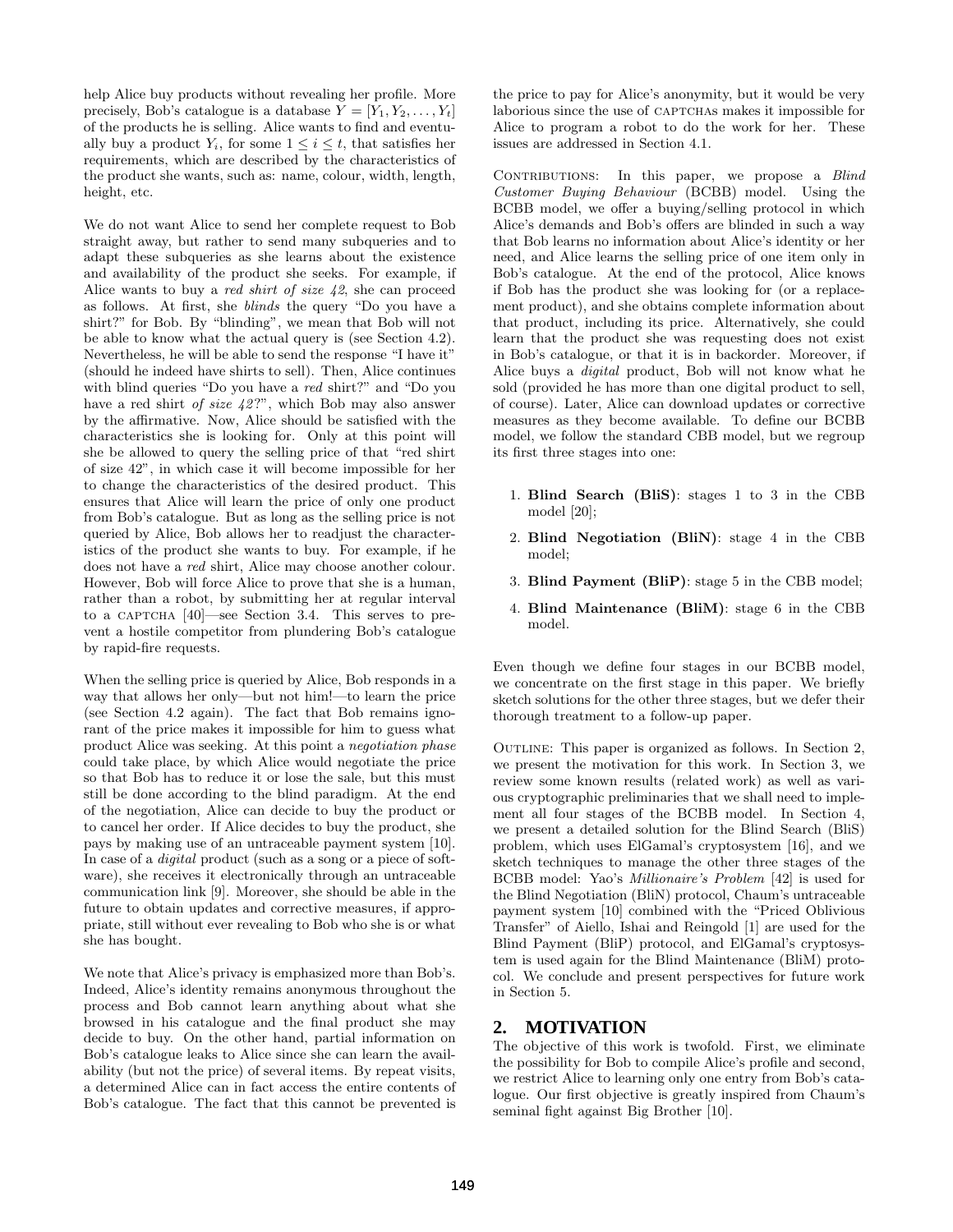help Alice buy products without revealing her profile. More precisely, Bob's catalogue is a database $Y = [Y_1, Y_2, \ldots, Y_t]$ of the products he is selling. Alice wants to find and eventually buy a product $Y_i$, for some $1 \leq i \leq t$, that satisfies her requirements, which are described by the characteristics of the product she wants, such as: name, colour, width, length, height, etc.

We do not want Alice to send her complete request to Bob straight away, but rather to send many subqueries and to adapt these subqueries as she learns about the existence and availability of the product she seeks. For example, if Alice wants to buy a *red shirt of size 42*, she can proceed as follows. At first, she *blinds* the query "Do you have a shirt?" for Bob. By "blinding", we mean that Bob will not be able to know what the actual query is (see Section 4.2). Nevertheless, he will be able to send the response "I have it" (should he indeed have shirts to sell). Then, Alice continues with blind queries "Do you have a *red* shirt?" and "Do you have a red shirt *of size 42*?", which Bob may also answer by the affirmative. Now, Alice should be satisfied with the characteristics she is looking for. Only at this point will she be allowed to query the selling price of that "red shirt of size 42", in which case it will become impossible for her to change the characteristics of the desired product. This ensures that Alice will learn the price of only one product from Bob's catalogue. But as long as the selling price is not queried by Alice, Bob allows her to readjust the characteristics of the product she wants to buy. For example, if he does not have a *red* shirt, Alice may choose another colour. However, Bob will force Alice to prove that she is a human, rather than a robot, by submitting her at regular interval to a CAPTCHA [40]—see Section 3.4. This serves to prevent a hostile competitor from plundering Bob's catalogue by rapid-fire requests.

When the selling price is queried by Alice, Bob responds in a way that allows her only—but not him!—to learn the price (see Section 4.2 again). The fact that Bob remains ignorant of the price makes it impossible for him to guess what product Alice was seeking. At this point a *negotiation phase* could take place, by which Alice would negotiate the price so that Bob has to reduce it or lose the sale, but this must still be done according to the blind paradigm. At the end of the negotiation, Alice can decide to buy the product or to cancel her order. If Alice decides to buy the product, she pays by making use of an untraceable payment system [10]. In case of a *digital* product (such as a song or a piece of software), she receives it electronically through an untraceable communication link [9]. Moreover, she should be able in the future to obtain updates and corrective measures, if appropriate, still without ever revealing to Bob who she is or what she has bought.

We note that Alice's privacy is emphasized more than Bob's. Indeed, Alice's identity remains anonymous throughout the process and Bob cannot learn anything about what she browsed in his catalogue and the final product she may decide to buy. On the other hand, partial information on Bob's catalogue leaks to Alice since she can learn the availability (but not the price) of several items. By repeat visits, a determined Alice can in fact access the entire contents of Bob's catalogue. The fact that this cannot be prevented is the price to pay for Alice's anonymity, but it would be very laborious since the use of CAPTCHAs makes it impossible for Alice to program a robot to do the work for her. These issues are addressed in Section 4.1.

CONTRIBUTIONS: In this paper, we propose a *Blind Customer Buying Behaviour* (BCBB) model. Using the BCBB model, we offer a buying/selling protocol in which Alice's demands and Bob's offers are blinded in such a way that Bob learns no information about Alice's identity or her need, and Alice learns the selling price of one item only in Bob's catalogue. At the end of the protocol, Alice knows if Bob has the product she was looking for (or a replacement product), and she obtains complete information about that product, including its price. Alternatively, she could learn that the product she was requesting does not exist in Bob's catalogue, or that it is in backorder. Moreover, if Alice buys a *digital* product, Bob will not know what he sold (provided he has more than one digital product to sell, of course). Later, Alice can download updates or corrective measures as they become available. To define our BCBB model, we follow the standard CBB model, but we regroup its first three stages into one:

1. **Blind Search (BliS)**: stages 1 to 3 in the CBB model [20];
2. **Blind Negotiation (BliN)**: stage 4 in the CBB model;
3. **Blind Payment (BliP)**: stage 5 in the CBB model;
4. **Blind Maintenance (BliM)**: stage 6 in the CBB model.

Even though we define four stages in our BCBB model, we concentrate on the first stage in this paper. We briefly sketch solutions for the other three stages, but we defer their thorough treatment to a follow-up paper.

OUTLINE: This paper is organized as follows. In Section 2, we present the motivation for this work. In Section 3, we review some known results (related work) as well as various cryptographic preliminaries that we shall need to implement all four stages of the BCBB model. In Section 4, we present a detailed solution for the Blind Search (BliS) problem, which uses ElGamal's cryptosystem [16], and we sketch techniques to manage the other three stages of the BCBB model: Yao's *Millionaire's Problem* [42] is used for the Blind Negotiation (BliN) protocol, Chaum's untraceable payment system [10] combined with the "Priced Oblivious Transfer" of Aiello, Ishai and Reingold [1] are used for the Blind Payment (BliP) protocol, and ElGamal's cryptosystem is used again for the Blind Maintenance (BliM) protocol. We conclude and present perspectives for future work in Section 5.

## 2. MOTIVATION

The objective of this work is twofold. First, we eliminate the possibility for Bob to compile Alice's profile and second, we restrict Alice to learning only one entry from Bob's catalogue. Our first objective is greatly inspired from Chaum's seminal fight against Big Brother [10].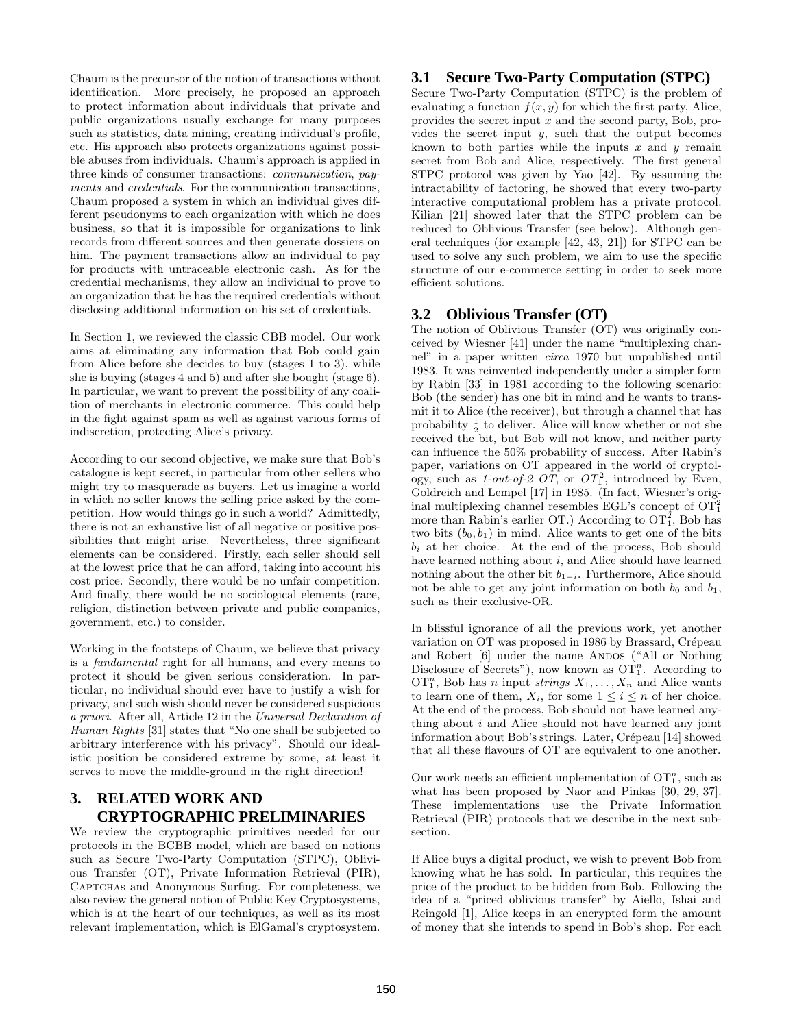Chaum is the precursor of the notion of transactions without identification. More precisely, he proposed an approach to protect information about individuals that private and public organizations usually exchange for many purposes such as statistics, data mining, creating individual's profile, etc. His approach also protects organizations against possible abuses from individuals. Chaum's approach is applied in three kinds of consumer transactions: *communication*, *payments* and *credentials*. For the communication transactions, Chaum proposed a system in which an individual gives different pseudonyms to each organization with which he does business, so that it is impossible for organizations to link records from different sources and then generate dossiers on him. The payment transactions allow an individual to pay for products with untraceable electronic cash. As for the credential mechanisms, they allow an individual to prove to an organization that he has the required credentials without disclosing additional information on his set of credentials.

In Section 1, we reviewed the classic CBB model. Our work aims at eliminating any information that Bob could gain from Alice before she decides to buy (stages 1 to 3), while she is buying (stages 4 and 5) and after she bought (stage 6). In particular, we want to prevent the possibility of any coalition of merchants in electronic commerce. This could help in the fight against spam as well as against various forms of indiscretion, protecting Alice's privacy.

According to our second objective, we make sure that Bob's catalogue is kept secret, in particular from other sellers who might try to masquerade as buyers. Let us imagine a world in which no seller knows the selling price asked by the competition. How would things go in such a world? Admittedly, there is not an exhaustive list of all negative or positive possibilities that might arise. Nevertheless, three significant elements can be considered. Firstly, each seller should sell at the lowest price that he can afford, taking into account his cost price. Secondly, there would be no unfair competition. And finally, there would be no sociological elements (race, religion, distinction between private and public companies, government, etc.) to consider.

Working in the footsteps of Chaum, we believe that privacy is a *fundamental* right for all humans, and every means to protect it should be given serious consideration. In particular, no individual should ever have to justify a wish for privacy, and such wish should never be considered suspicious *a priori*. After all, Article 12 in the *Universal Declaration of Human Rights* [31] states that "No one shall be subjected to arbitrary interference with his privacy". Should our idealistic position be considered extreme by some, at least it serves to move the middle-ground in the right direction!

# 3. RELATED WORK AND CRYPTOGRAPHIC PRELIMINARIES

We review the cryptographic primitives needed for our protocols in the BCBB model, which are based on notions such as Secure Two-Party Computation (STPC), Oblivious Transfer (OT), Private Information Retrieval (PIR), Captchas and Anonymous Surfing. For completeness, we also review the general notion of Public Key Cryptosystems, which is at the heart of our techniques, as well as its most relevant implementation, which is ElGamal's cryptosystem.

## 3.1 Secure Two-Party Computation (STPC)

Secure Two-Party Computation (STPC) is the problem of evaluating a function $f(x, y)$ for which the first party, Alice, provides the secret input $x$ and the second party, Bob, provides the secret input $y$, such that the output becomes known to both parties while the inputs $x$ and $y$ remain secret from Bob and Alice, respectively. The first general STPC protocol was given by Yao [42]. By assuming the intractability of factoring, he showed that every two-party interactive computational problem has a private protocol. Kilian [21] showed later that the STPC problem can be reduced to Oblivious Transfer (see below). Although general techniques (for example [42, 43, 21]) for STPC can be used to solve any such problem, we aim to use the specific structure of our e-commerce setting in order to seek more efficient solutions.

## 3.2 Oblivious Transfer (OT)

The notion of Oblivious Transfer (OT) was originally conceived by Wiesner [41] under the name "multiplexing channel" in a paper written *circa* 1970 but unpublished until 1983. It was reinvented independently under a simpler form by Rabin [33] in 1981 according to the following scenario: Bob (the sender) has one bit in mind and he wants to transmit it to Alice (the receiver), but through a channel that has probability $\frac{1}{2}$ to deliver. Alice will know whether or not she received the bit, but Bob will not know, and neither party can influence the 50% probability of success. After Rabin's paper, variations on OT appeared in the world of cryptology, such as *1-out-of-2 OT*, or $OT_1^2$, introduced by Even, Goldreich and Lempel [17] in 1985. (In fact, Wiesner's original multiplexing channel resembles EGL's concept of $\mathrm{OT}_1^2$ more than Rabin's earlier OT.) According to $\mathrm{OT}_1^2$, Bob has two bits $(b_0, b_1)$ in mind. Alice wants to get one of the bits $b_i$ at her choice. At the end of the process, Bob should have learned nothing about $i$, and Alice should have learned nothing about the other bit $b_{1-i}$. Furthermore, Alice should not be able to get any joint information on both $b_0$ and $b_1$, such as their exclusive-OR.

In blissful ignorance of all the previous work, yet another variation on OT was proposed in 1986 by Brassard, Crépeau and Robert [6] under the name Andos ("All or Nothing Disclosure of Secrets"), now known as $\mathrm{OT}_1^n$. According to $\mathrm{OT}_1^n$, Bob has $n$ input *strings* $X_1, \ldots, X_n$ and Alice wants to learn one of them, $X_i$, for some $1 \leq i \leq n$ of her choice. At the end of the process, Bob should not have learned anything about $i$ and Alice should not have learned any joint information about Bob's strings. Later, Crépeau [14] showed that all these flavours of OT are equivalent to one another.

Our work needs an efficient implementation of $\mathrm{OT}_1^n$, such as what has been proposed by Naor and Pinkas [30, 29, 37]. These implementations use the Private Information Retrieval (PIR) protocols that we describe in the next subsection.

If Alice buys a digital product, we wish to prevent Bob from knowing what he has sold. In particular, this requires the price of the product to be hidden from Bob. Following the idea of a "priced oblivious transfer" by Aiello, Ishai and Reingold [1], Alice keeps in an encrypted form the amount of money that she intends to spend in Bob's shop. For each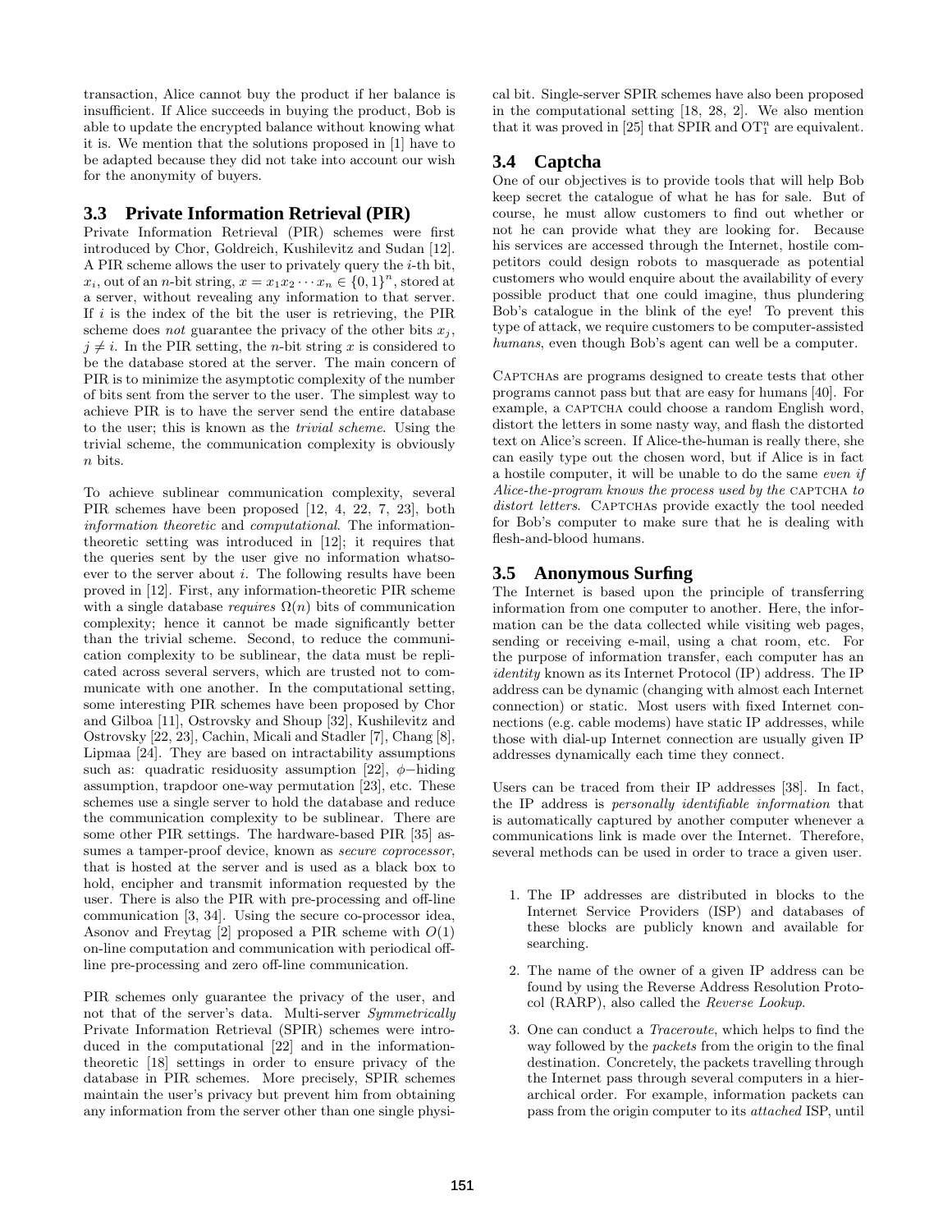transaction, Alice cannot buy the product if her balance is insufficient. If Alice succeeds in buying the product, Bob is able to update the encrypted balance without knowing what it is. We mention that the solutions proposed in [1] have to be adapted because they did not take into account our wish for the anonymity of buyers.

### 3.3 Private Information Retrieval (PIR)

Private Information Retrieval (PIR) schemes were first introduced by Chor, Goldreich, Kushilevitz and Sudan [12]. A PIR scheme allows the user to privately query the $i$-th bit, $x_i$, out of an $n$-bit string, $x = x_1x_2 \cdots x_n \in \{0,1\}^n$, stored at a server, without revealing any information to that server. If $i$ is the index of the bit the user is retrieving, the PIR scheme does *not* guarantee the privacy of the other bits $x_j$, $j \neq i$. In the PIR setting, the $n$-bit string $x$ is considered to be the database stored at the server. The main concern of PIR is to minimize the asymptotic complexity of the number of bits sent from the server to the user. The simplest way to achieve PIR is to have the server send the entire database to the user; this is known as the *trivial scheme*. Using the trivial scheme, the communication complexity is obviously $n$ bits.

To achieve sublinear communication complexity, several PIR schemes have been proposed [12, 4, 22, 7, 23], both *information theoretic* and *computational*. The information-theoretic setting was introduced in [12]; it requires that the queries sent by the user give no information whatsoever to the server about $i$. The following results have been proved in [12]. First, any information-theoretic PIR scheme with a single database *requires* $\Omega(n)$ bits of communication complexity; hence it cannot be made significantly better than the trivial scheme. Second, to reduce the communication complexity to be sublinear, the data must be replicated across several servers, which are trusted not to communicate with one another. In the computational setting, some interesting PIR schemes have been proposed by Chor and Gilboa [11], Ostrovsky and Shoup [32], Kushilevitz and Ostrovsky [22, 23], Cachin, Micali and Stadler [7], Chang [8], Lipmaa [24]. They are based on intractability assumptions such as: quadratic residuosity assumption [22], $\phi-$hiding assumption, trapdoor one-way permutation [23], etc. These schemes use a single server to hold the database and reduce the communication complexity to be sublinear. There are some other PIR settings. The hardware-based PIR [35] assumes a tamper-proof device, known as *secure coprocessor*, that is hosted at the server and is used as a black box to hold, encipher and transmit information requested by the user. There is also the PIR with pre-processing and off-line communication [3, 34]. Using the secure co-processor idea, Asonov and Freytag [2] proposed a PIR scheme with $O(1)$ on-line computation and communication with periodical off-line pre-processing and zero off-line communication.

PIR schemes only guarantee the privacy of the user, and not that of the server's data. Multi-server *Symmetrically* Private Information Retrieval (SPIR) schemes were introduced in the computational [22] and in the information-theoretic [18] settings in order to ensure privacy of the database in PIR schemes. More precisely, SPIR schemes maintain the user's privacy but prevent him from obtaining any information from the server other than one single physical bit. Single-server SPIR schemes have also been proposed in the computational setting [18, 28, 2]. We also mention that it was proved in [25] that SPIR and $\text{OT}_1^n$ are equivalent.

### 3.4 Captcha

One of our objectives is to provide tools that will help Bob keep secret the catalogue of what he has for sale. But of course, he must allow customers to find out whether or not he can provide what they are looking for. Because his services are accessed through the Internet, hostile competitors could design robots to masquerade as potential customers who would enquire about the availability of every possible product that one could imagine, thus plundering Bob's catalogue in the blink of the eye! To prevent this type of attack, we require customers to be computer-assisted *humans*, even though Bob's agent can well be a computer.

CAPTCHAs are programs designed to create tests that other programs cannot pass but that are easy for humans [40]. For example, a CAPTCHA could choose a random English word, distort the letters in some nasty way, and flash the distorted text on Alice's screen. If Alice-the-human is really there, she can easily type out the chosen word, but if Alice is in fact a hostile computer, it will be unable to do the same *even if Alice-the-program knows the process used by the* CAPTCHA *to distort letters*. CAPTCHAs provide exactly the tool needed for Bob's computer to make sure that he is dealing with flesh-and-blood humans.

### 3.5 Anonymous Surfing

The Internet is based upon the principle of transferring information from one computer to another. Here, the information can be the data collected while visiting web pages, sending or receiving e-mail, using a chat room, etc. For the purpose of information transfer, each computer has an *identity* known as its Internet Protocol (IP) address. The IP address can be dynamic (changing with almost each Internet connection) or static. Most users with fixed Internet connections (e.g. cable modems) have static IP addresses, while those with dial-up Internet connection are usually given IP addresses dynamically each time they connect.

Users can be traced from their IP addresses [38]. In fact, the IP address is *personally identifiable information* that is automatically captured by another computer whenever a communications link is made over the Internet. Therefore, several methods can be used in order to trace a given user.

1. The IP addresses are distributed in blocks to the Internet Service Providers (ISP) and databases of these blocks are publicly known and available for searching.
2. The name of the owner of a given IP address can be found by using the Reverse Address Resolution Protocol (RARP), also called the *Reverse Lookup*.
3. One can conduct a *Traceroute*, which helps to find the way followed by the *packets* from the origin to the final destination. Concretely, the packets travelling through the Internet pass through several computers in a hierarchical order. For example, information packets can pass from the origin computer to its *attached* ISP, until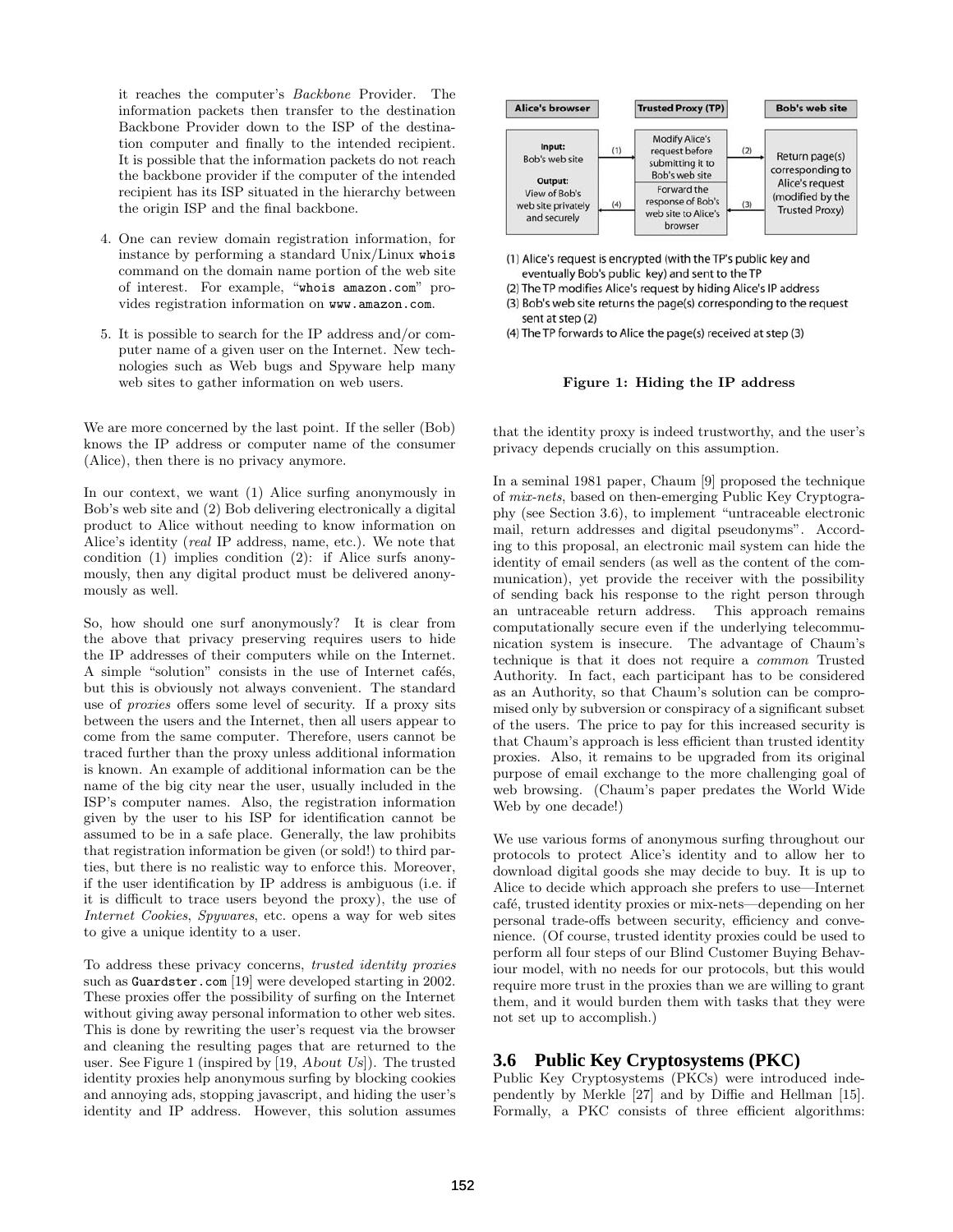it reaches the computer's *Backbone* Provider. The information packets then transfer to the destination Backbone Provider down to the ISP of the destination computer and finally to the intended recipient. It is possible that the information packets do not reach the backbone provider if the computer of the intended recipient has its ISP situated in the hierarchy between the origin ISP and the final backbone.

4. One can review domain registration information, for instance by performing a standard Unix/Linux `whois` command on the domain name portion of the web site of interest. For example, "`whois amazon.com`" provides registration information on `www.amazon.com`.

5. It is possible to search for the IP address and/or computer name of a given user on the Internet. New technologies such as Web bugs and Spyware help many web sites to gather information on web users.

We are more concerned by the last point. If the seller (Bob) knows the IP address or computer name of the consumer (Alice), then there is no privacy anymore.

In our context, we want (1) Alice surfing anonymously in Bob's web site and (2) Bob delivering electronically a digital product to Alice without needing to know information on Alice's identity (*real* IP address, name, etc.). We note that condition (1) implies condition (2): if Alice surfs anonymously, then any digital product must be delivered anonymously as well.

So, how should one surf anonymously? It is clear from the above that privacy preserving requires users to hide the IP addresses of their computers while on the Internet. A simple "solution" consists in the use of Internet cafés, but this is obviously not always convenient. The standard use of *proxies* offers some level of security. If a proxy sits between the users and the Internet, then all users appear to come from the same computer. Therefore, users cannot be traced further than the proxy unless additional information is known. An example of additional information can be the name of the big city near the user, usually included in the ISP's computer names. Also, the registration information given by the user to his ISP for identification cannot be assumed to be in a safe place. Generally, the law prohibits that registration information be given (or sold!) to third parties, but there is no realistic way to enforce this. Moreover, if the user identification by IP address is ambiguous (i.e. if it is difficult to trace users beyond the proxy), the use of *Internet Cookies*, *Spywares*, etc. opens a way for web sites to give a unique identity to a user.

To address these privacy concerns, *trusted identity proxies* such as `Guardster.com` [19] were developed starting in 2002. These proxies offer the possibility of surfing on the Internet without giving away personal information to other web sites. This is done by rewriting the user's request via the browser and cleaning the resulting pages that are returned to the user. See Figure 1 (inspired by [19, *About Us*]). The trusted identity proxies help anonymous surfing by blocking cookies and annoying ads, stopping javascript, and hiding the user's identity and IP address. However, this solution assumes

Alice's browser
Trusted Proxy (TP)
Bob's web site
Input:
Bob's web site
Output:
View of Bob's web site privately and securely
(1)
(4)
Modify Alice's request before submitting it to Bob's web site
Forward the response of Bob's web site to Alice's browser
(2)
(3)
Return page(s) corresponding to Alice's request (modified by the Trusted Proxy)

(1) Alice's request is encrypted (with the TP's public key and eventually Bob's public key) and sent to the TP
(2) The TP modifies Alice's request by hiding Alice's IP address
(3) Bob's web site returns the page(s) corresponding to the request sent at step (2)
(4) The TP forwards to Alice the page(s) received at step (3)

**Figure 1: Hiding the IP address**

that the identity proxy is indeed trustworthy, and the user's privacy depends crucially on this assumption.

In a seminal 1981 paper, Chaum [9] proposed the technique of *mix-nets*, based on then-emerging Public Key Cryptography (see Section 3.6), to implement "untraceable electronic mail, return addresses and digital pseudonyms". According to this proposal, an electronic mail system can hide the identity of email senders (as well as the content of the communication), yet provide the receiver with the possibility of sending back his response to the right person through an untraceable return address. This approach remains computationally secure even if the underlying telecommunication system is insecure. The advantage of Chaum's technique is that it does not require a *common* Trusted Authority. In fact, each participant has to be considered as an Authority, so that Chaum's solution can be compromised only by subversion or conspiracy of a significant subset of the users. The price to pay for this increased security is that Chaum's approach is less efficient than trusted identity proxies. Also, it remains to be upgraded from its original purpose of email exchange to the more challenging goal of web browsing. (Chaum's paper predates the World Wide Web by one decade!)

We use various forms of anonymous surfing throughout our protocols to protect Alice's identity and to allow her to download digital goods she may decide to buy. It is up to Alice to decide which approach she prefers to use—Internet café, trusted identity proxies or mix-nets—depending on her personal trade-offs between security, efficiency and convenience. (Of course, trusted identity proxies could be used to perform all four steps of our Blind Customer Buying Behaviour model, with no needs for our protocols, but this would require more trust in the proxies than we are willing to grant them, and it would burden them with tasks that they were not set up to accomplish.)

### 3.6 Public Key Cryptosystems (PKC)

Public Key Cryptosystems (PKCs) were introduced independently by Merkle [27] and by Diffie and Hellman [15]. Formally, a PKC consists of three efficient algorithms: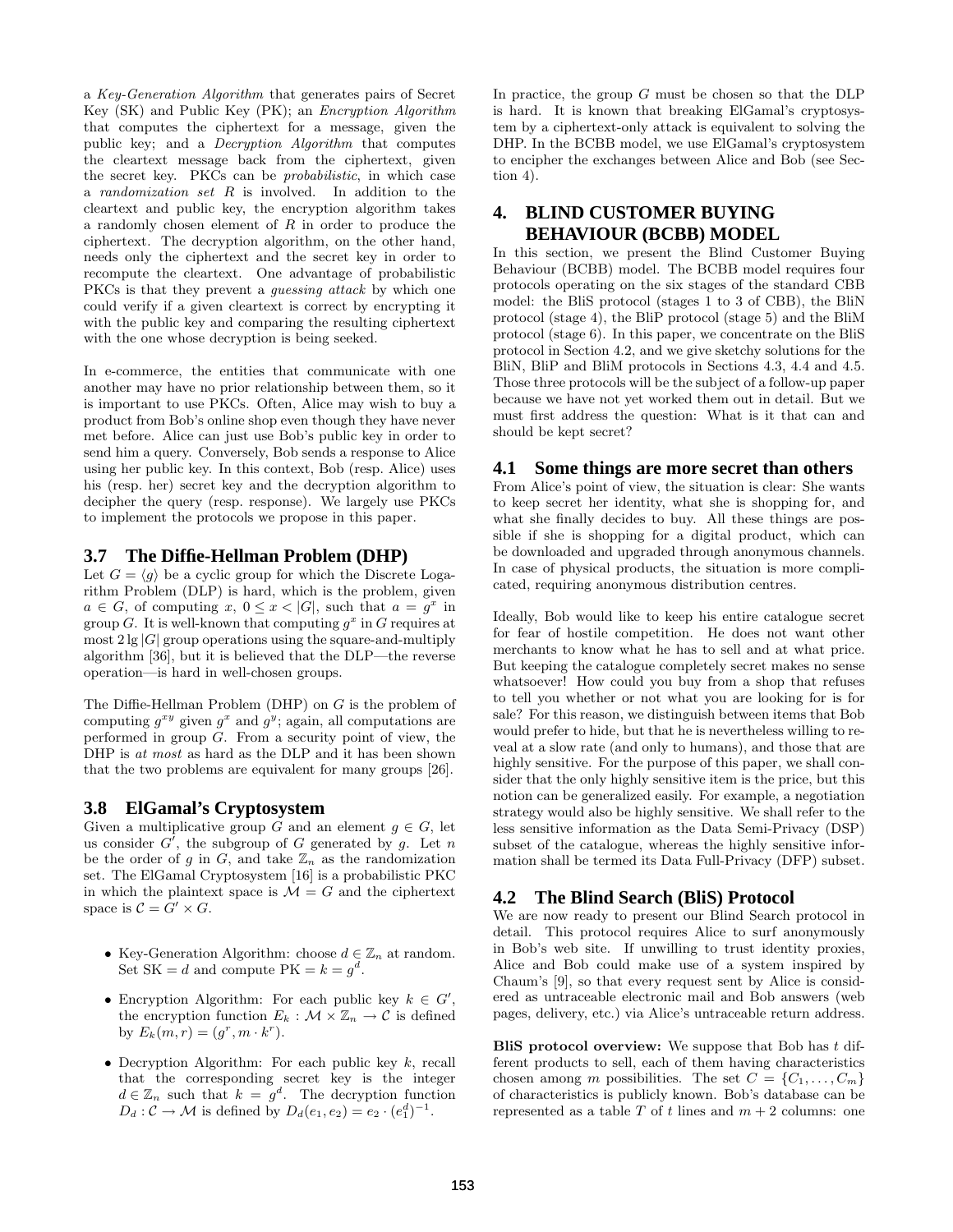a *Key-Generation Algorithm* that generates pairs of Secret Key (SK) and Public Key (PK); an *Encryption Algorithm* that computes the ciphertext for a message, given the public key; and a *Decryption Algorithm* that computes the cleartext message back from the ciphertext, given the secret key. PKCs can be *probabilistic*, in which case a *randomization set* $R$ is involved. In addition to the cleartext and public key, the encryption algorithm takes a randomly chosen element of $R$ in order to produce the ciphertext. The decryption algorithm, on the other hand, needs only the ciphertext and the secret key in order to recompute the cleartext. One advantage of probabilistic PKCs is that they prevent a *guessing attack* by which one could verify if a given cleartext is correct by encrypting it with the public key and comparing the resulting ciphertext with the one whose decryption is being seeked.

In e-commerce, the entities that communicate with one another may have no prior relationship between them, so it is important to use PKCs. Often, Alice may wish to buy a product from Bob's online shop even though they have never met before. Alice can just use Bob's public key in order to send him a query. Conversely, Bob sends a response to Alice using her public key. In this context, Bob (resp. Alice) uses his (resp. her) secret key and the decryption algorithm to decipher the query (resp. response). We largely use PKCs to implement the protocols we propose in this paper.

### 3.7 The Diffie-Hellman Problem (DHP)

Let $G = \langle g \rangle$ be a cyclic group for which the Discrete Logarithm Problem (DLP) is hard, which is the problem, given $a \in G$, of computing $x$, $0 \leq x < |G|$, such that $a = g^x$ in group $G$. It is well-known that computing $g^x$ in $G$ requires at most $2 \lg |G|$ group operations using the square-and-multiply algorithm [36], but it is believed that the DLP—the reverse operation—is hard in well-chosen groups.

The Diffie-Hellman Problem (DHP) on $G$ is the problem of computing $g^{xy}$ given $g^x$ and $g^y$; again, all computations are performed in group $G$. From a security point of view, the DHP is *at most* as hard as the DLP and it has been shown that the two problems are equivalent for many groups [26].

### 3.8 ElGamal's Cryptosystem

Given a multiplicative group $G$ and an element $g \in G$, let us consider $G'$, the subgroup of $G$ generated by $g$. Let $n$ be the order of $g$ in $G$, and take $\mathbb{Z}_n$ as the randomization set. The ElGamal Cryptosystem [16] is a probabilistic PKC in which the plaintext space is $\mathcal{M} = G$ and the ciphertext space is $\mathcal{C} = G' \times G$.

- Key-Generation Algorithm: choose $d \in \mathbb{Z}_n$ at random. Set SK $= d$ and compute PK $= k = g^d$.
- Encryption Algorithm: For each public key $k \in G'$, the encryption function $E_k : \mathcal{M} \times \mathbb{Z}_n \to \mathcal{C}$ is defined by $E_k(m, r) = (g^r, m \cdot k^r)$.
- Decryption Algorithm: For each public key $k$, recall that the corresponding secret key is the integer $d \in \mathbb{Z}_n$ such that $k = g^d$. The decryption function $D_d : \mathcal{C} \to \mathcal{M}$ is defined by $D_d(e_1, e_2) = e_2 \cdot (e_1^d)^{-1}$.

In practice, the group $G$ must be chosen so that the DLP is hard. It is known that breaking ElGamal's cryptosystem by a ciphertext-only attack is equivalent to solving the DHP. In the BCBB model, we use ElGamal's cryptosystem to encipher the exchanges between Alice and Bob (see Section 4).

## 4. BLIND CUSTOMER BUYING BEHAVIOUR (BCBB) MODEL

In this section, we present the Blind Customer Buying Behaviour (BCBB) model. The BCBB model requires four protocols operating on the six stages of the standard CBB model: the BliS protocol (stages 1 to 3 of CBB), the BliN protocol (stage 4), the BliP protocol (stage 5) and the BliM protocol (stage 6). In this paper, we concentrate on the BliS protocol in Section 4.2, and we give sketchy solutions for the BliN, BliP and BliM protocols in Sections 4.3, 4.4 and 4.5. Those three protocols will be the subject of a follow-up paper because we have not yet worked them out in detail. But we must first address the question: What is it that can and should be kept secret?

### 4.1 Some things are more secret than others

From Alice's point of view, the situation is clear: She wants to keep secret her identity, what she is shopping for, and what she finally decides to buy. All these things are possible if she is shopping for a digital product, which can be downloaded and upgraded through anonymous channels. In case of physical products, the situation is more complicated, requiring anonymous distribution centres.

Ideally, Bob would like to keep his entire catalogue secret for fear of hostile competition. He does not want other merchants to know what he has to sell and at what price. But keeping the catalogue completely secret makes no sense whatsoever! How could you buy from a shop that refuses to tell you whether or not what you are looking for is for sale? For this reason, we distinguish between items that Bob would prefer to hide, but that he is nevertheless willing to reveal at a slow rate (and only to humans), and those that are highly sensitive. For the purpose of this paper, we shall consider that the only highly sensitive item is the price, but this notion can be generalized easily. For example, a negotiation strategy would also be highly sensitive. We shall refer to the less sensitive information as the Data Semi-Privacy (DSP) subset of the catalogue, whereas the highly sensitive information shall be termed its Data Full-Privacy (DFP) subset.

### 4.2 The Blind Search (BliS) Protocol

We are now ready to present our Blind Search protocol in detail. This protocol requires Alice to surf anonymously in Bob's web site. If unwilling to trust identity proxies, Alice and Bob could make use of a system inspired by Chaum's [9], so that every request sent by Alice is considered as untraceable electronic mail and Bob answers (web pages, delivery, etc.) via Alice's untraceable return address.

**BliS protocol overview:** We suppose that Bob has $t$ different products to sell, each of them having characteristics chosen among $m$ possibilities. The set $C = \{C_1, \ldots, C_m\}$ of characteristics is publicly known. Bob's database can be represented as a table $T$ of $t$ lines and $m + 2$ columns: one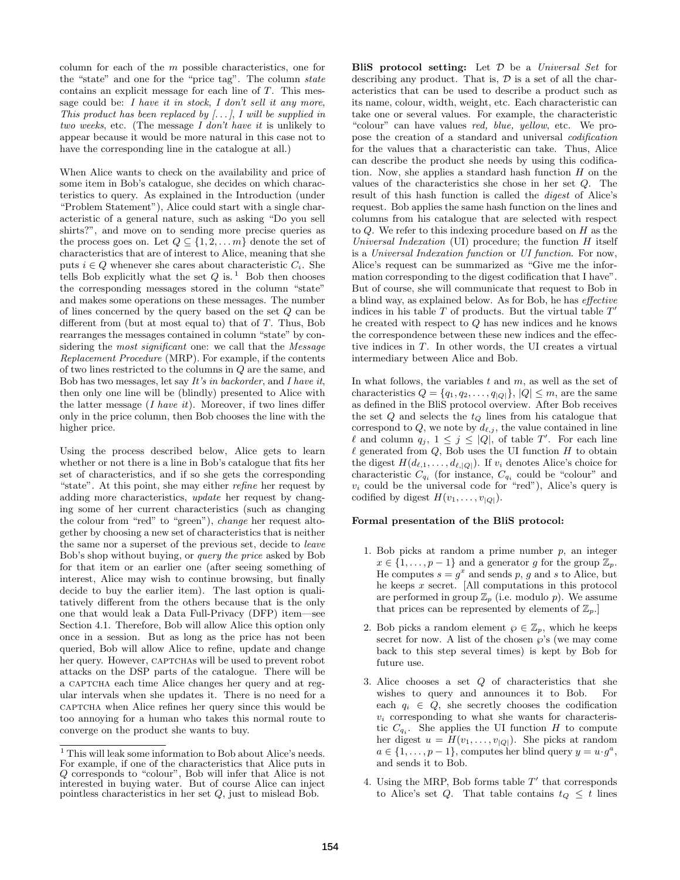column for each of the $m$ possible characteristics, one for the "state" and one for the "price tag". The column *state* contains an explicit message for each line of $T$. This message could be: *I have it in stock, I don't sell it any more, This product has been replaced by [...], I will be supplied in two weeks*, etc. (The message *I don't have it* is unlikely to appear because it would be more natural in this case not to have the corresponding line in the catalogue at all.)

When Alice wants to check on the availability and price of some item in Bob's catalogue, she decides on which characteristics to query. As explained in the Introduction (under "Problem Statement"), Alice could start with a single characteristic of a general nature, such as asking "Do you sell shirts?", and move on to sending more precise queries as the process goes on. Let $Q \subseteq \{1, 2, \ldots m\}$ denote the set of characteristics that are of interest to Alice, meaning that she puts $i \in Q$ whenever she cares about characteristic $C_i$. She tells Bob explicitly what the set $Q$ is.[1] Bob then chooses the corresponding messages stored in the column "state" and makes some operations on these messages. The number of lines concerned by the query based on the set $Q$ can be different from (but at most equal to) that of $T$. Thus, Bob rearranges the messages contained in column "state" by considering the *most significant* one: we call that the *Message Replacement Procedure* (MRP). For example, if the contents of two lines restricted to the columns in $Q$ are the same, and Bob has two messages, let say *It's in backorder*, and *I have it*, then only one line will be (blindly) presented to Alice with the latter message (*I have it*). Moreover, if two lines differ only in the price column, then Bob chooses the line with the higher price.

Using the process described below, Alice gets to learn whether or not there is a line in Bob's catalogue that fits her set of characteristics, and if so she gets the corresponding "state". At this point, she may either *refine* her request by adding more characteristics, *update* her request by changing some of her current characteristics (such as changing the colour from "red" to "green"), *change* her request altogether by choosing a new set of characteristics that is neither the same nor a superset of the previous set, decide to *leave* Bob's shop without buying, or *query the price* asked by Bob for that item or an earlier one (after seeing something of interest, Alice may wish to continue browsing, but finally decide to buy the earlier item). The last option is qualitatively different from the others because that is the only one that would leak a Data Full-Privacy (DFP) item—see Section 4.1. Therefore, Bob will allow Alice this option only once in a session. But as long as the price has not been queried, Bob will allow Alice to refine, update and change her query. However, CAPTCHAs will be used to prevent robot attacks on the DSP parts of the catalogue. There will be a CAPTCHA each time Alice changes her query and at regular intervals when she updates it. There is no need for a CAPTCHA when Alice refines her query since this would be too annoying for a human who takes this normal route to converge on the product she wants to buy.

[1] This will leak some information to Bob about Alice's needs. For example, if one of the characteristics that Alice puts in $Q$ corresponds to "colour", Bob will infer that Alice is not interested in buying water. But of course Alice can inject pointless characteristics in her set $Q$, just to mislead Bob.

**BliS protocol setting:** Let $\mathcal{D}$ be a *Universal Set* for describing any product. That is, $\mathcal{D}$ is a set of all the characteristics that can be used to describe a product such as its name, colour, width, weight, etc. Each characteristic can take one or several values. For example, the characteristic "colour" can have values *red, blue, yellow*, etc. We propose the creation of a standard and universal *codification* for the values that a characteristic can take. Thus, Alice can describe the product she needs by using this codification. Now, she applies a standard hash function $H$ on the values of the characteristics she chose in her set $Q$. The result of this hash function is called the *digest* of Alice's request. Bob applies the same hash function on the lines and columns from his catalogue that are selected with respect to $Q$. We refer to this indexing procedure based on $H$ as the *Universal Indexation* (UI) procedure; the function $H$ itself is a *Universal Indexation function* or *UI function*. For now, Alice's request can be summarized as "Give me the information corresponding to the digest codification that I have". But of course, she will communicate that request to Bob in a blind way, as explained below. As for Bob, he has *effective* indices in his table $T$ of products. But the virtual table $T'$ he created with respect to $Q$ has new indices and he knows the correspondence between these new indices and the effective indices in $T$. In other words, the UI creates a virtual intermediary between Alice and Bob.

In what follows, the variables $t$ and $m$, as well as the set of characteristics $Q = \{q_1, q_2, \ldots, q_{|Q|}\}$, $|Q| \leq m$, are the same as defined in the BliS protocol overview. After Bob receives the set $Q$ and selects the $t_Q$ lines from his catalogue that correspond to $Q$, we note by $d_{\ell,j}$, the value contained in line $\ell$ and column $q_j$, $1 \leq j \leq |Q|$, of table $T'$. For each line $\ell$ generated from $Q$, Bob uses the UI function $H$ to obtain the digest $H(d_{\ell,1}, \ldots, d_{\ell,|Q|})$. If $v_i$ denotes Alice's choice for characteristic $C_{q_i}$ (for instance, $C_{q_i}$ could be "colour" and $v_i$ could be the universal code for "red"), Alice's query is codified by digest $H(v_1, \ldots, v_{|Q|})$.

**Formal presentation of the BliS protocol:**

1. Bob picks at random a prime number $p$, an integer $x \in \{1, \ldots, p-1\}$ and a generator $g$ for the group $\mathbb{Z}_p$. He computes $s = g^x$ and sends $p$, $g$ and $s$ to Alice, but he keeps $x$ secret. [All computations in this protocol are performed in group $\mathbb{Z}_p$ (i.e. modulo $p$). We assume that prices can be represented by elements of $\mathbb{Z}_p$.]

2. Bob picks a random element $\wp \in \mathbb{Z}_p$, which he keeps secret for now. A list of the chosen $\wp$'s (we may come back to this step several times) is kept by Bob for future use.

3. Alice chooses a set $Q$ of characteristics that she wishes to query and announces it to Bob. For each $q_i \in Q$, she secretly chooses the codification $v_i$ corresponding to what she wants for characteristic $C_{q_i}$. She applies the UI function $H$ to compute her digest $u = H(v_1, \ldots, v_{|Q|})$. She picks at random $a \in \{1, \ldots, p-1\}$, computes her blind query $y = u \cdot g^a$, and sends it to Bob.

4. Using the MRP, Bob forms table $T'$ that corresponds to Alice's set $Q$. That table contains $t_Q \leq t$ lines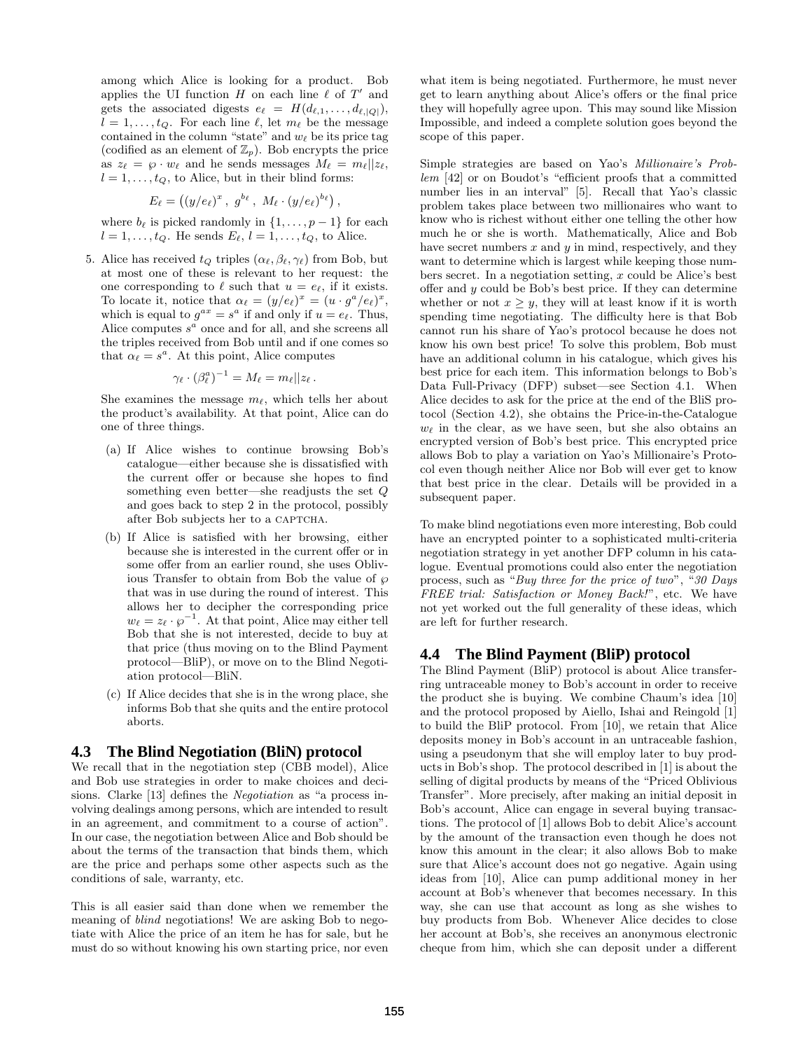among which Alice is looking for a product. Bob applies the UI function $H$ on each line $\ell$ of $T'$ and gets the associated digests $e_\ell = H(d_{\ell,1}, \ldots, d_{\ell,|Q|})$, $l = 1, \ldots, t_Q$. For each line $\ell$, let $m_\ell$ be the message contained in the column "state" and $w_\ell$ be its price tag (codified as an element of $\mathbb{Z}_p$). Bob encrypts the price as $z_\ell = \wp \cdot w_\ell$ and he sends messages $M_\ell = m_\ell || z_\ell$, $l = 1, \ldots, t_Q$, to Alice, but in their blind forms:

$$E_\ell = \left( (y/e_\ell)^x \, , \; g^{b_\ell} \, , \; M_\ell \cdot (y/e_\ell)^{b_\ell} \right),$$

where $b_\ell$ is picked randomly in $\{1, \ldots, p-1\}$ for each $l = 1, \ldots, t_Q$. He sends $E_\ell$, $l = 1, \ldots, t_Q$, to Alice.

5. Alice has received $t_Q$ triples $(\alpha_\ell, \beta_\ell, \gamma_\ell)$ from Bob, but at most one of these is relevant to her request: the one corresponding to $\ell$ such that $u = e_\ell$, if it exists. To locate it, notice that $\alpha_\ell = (y/e_\ell)^x = (u \cdot g^a / e_\ell)^x$, which is equal to $g^{ax} = s^a$ if and only if $u = e_\ell$. Thus, Alice computes $s^a$ once and for all, and she screens all the triples received from Bob until and if one comes so that $\alpha_\ell = s^a$. At this point, Alice computes

$$\gamma_\ell \cdot (\beta_\ell^a)^{-1} = M_\ell = m_\ell || z_\ell \, .$$

She examines the message $m_\ell$, which tells her about the product's availability. At that point, Alice can do one of three things.

   (a) If Alice wishes to continue browsing Bob's catalogue—either because she is dissatisfied with the current offer or because she hopes to find something even better—she readjusts the set $Q$ and goes back to step 2 in the protocol, possibly after Bob subjects her to a CAPTCHA.

   (b) If Alice is satisfied with her browsing, either because she is interested in the current offer or in some offer from an earlier round, she uses Oblivious Transfer to obtain from Bob the value of $\wp$ that was in use during the round of interest. This allows her to decipher the corresponding price $w_\ell = z_\ell \cdot \wp^{-1}$. At that point, Alice may either tell Bob that she is not interested, decide to buy at that price (thus moving on to the Blind Payment protocol—BliP), or move on to the Blind Negotiation protocol—BliN.

   (c) If Alice decides that she is in the wrong place, she informs Bob that she quits and the entire protocol aborts.

## 4.3 The Blind Negotiation (BliN) protocol

We recall that in the negotiation step (CBB model), Alice and Bob use strategies in order to make choices and decisions. Clarke [13] defines the *Negotiation* as "a process involving dealings among persons, which are intended to result in an agreement, and commitment to a course of action". In our case, the negotiation between Alice and Bob should be about the terms of the transaction that binds them, which are the price and perhaps some other aspects such as the conditions of sale, warranty, etc.

This is all easier said than done when we remember the meaning of *blind* negotiations! We are asking Bob to negotiate with Alice the price of an item he has for sale, but he must do so without knowing his own starting price, nor even what item is being negotiated. Furthermore, he must never get to learn anything about Alice's offers or the final price they will hopefully agree upon. This may sound like Mission Impossible, and indeed a complete solution goes beyond the scope of this paper.

Simple strategies are based on Yao's *Millionaire's Problem* [42] or on Boudot's "efficient proofs that a committed number lies in an interval" [5]. Recall that Yao's classic problem takes place between two millionaires who want to know who is richest without either one telling the other how much he or she is worth. Mathematically, Alice and Bob have secret numbers $x$ and $y$ in mind, respectively, and they want to determine which is largest while keeping those numbers secret. In a negotiation setting, $x$ could be Alice's best offer and $y$ could be Bob's best price. If they can determine whether or not $x \geq y$, they will at least know if it is worth spending time negotiating. The difficulty here is that Bob cannot run his share of Yao's protocol because he does not know his own best price! To solve this problem, Bob must have an additional column in his catalogue, which gives his best price for each item. This information belongs to Bob's Data Full-Privacy (DFP) subset—see Section 4.1. When Alice decides to ask for the price at the end of the BliS protocol (Section 4.2), she obtains the Price-in-the-Catalogue $w_\ell$ in the clear, as we have seen, but she also obtains an encrypted version of Bob's best price. This encrypted price allows Bob to play a variation on Yao's Millionaire's Protocol even though neither Alice nor Bob will ever get to know that best price in the clear. Details will be provided in a subsequent paper.

To make blind negotiations even more interesting, Bob could have an encrypted pointer to a sophisticated multi-criteria negotiation strategy in yet another DFP column in his catalogue. Eventual promotions could also enter the negotiation process, such as "*Buy three for the price of two*", "*30 Days FREE trial: Satisfaction or Money Back!*", etc. We have not yet worked out the full generality of these ideas, which are left for further research.

## 4.4 The Blind Payment (BliP) protocol

The Blind Payment (BliP) protocol is about Alice transferring untraceable money to Bob's account in order to receive the product she is buying. We combine Chaum's idea [10] and the protocol proposed by Aiello, Ishai and Reingold [1] to build the BliP protocol. From [10], we retain that Alice deposits money in Bob's account in an untraceable fashion, using a pseudonym that she will employ later to buy products in Bob's shop. The protocol described in [1] is about the selling of digital products by means of the "Priced Oblivious Transfer". More precisely, after making an initial deposit in Bob's account, Alice can engage in several buying transactions. The protocol of [1] allows Bob to debit Alice's account by the amount of the transaction even though he does not know this amount in the clear; it also allows Bob to make sure that Alice's account does not go negative. Again using ideas from [10], Alice can pump additional money in her account at Bob's whenever that becomes necessary. In this way, she can use that account as long as she wishes to buy products from Bob. Whenever Alice decides to close her account at Bob's, she receives an anonymous electronic cheque from him, which she can deposit under a different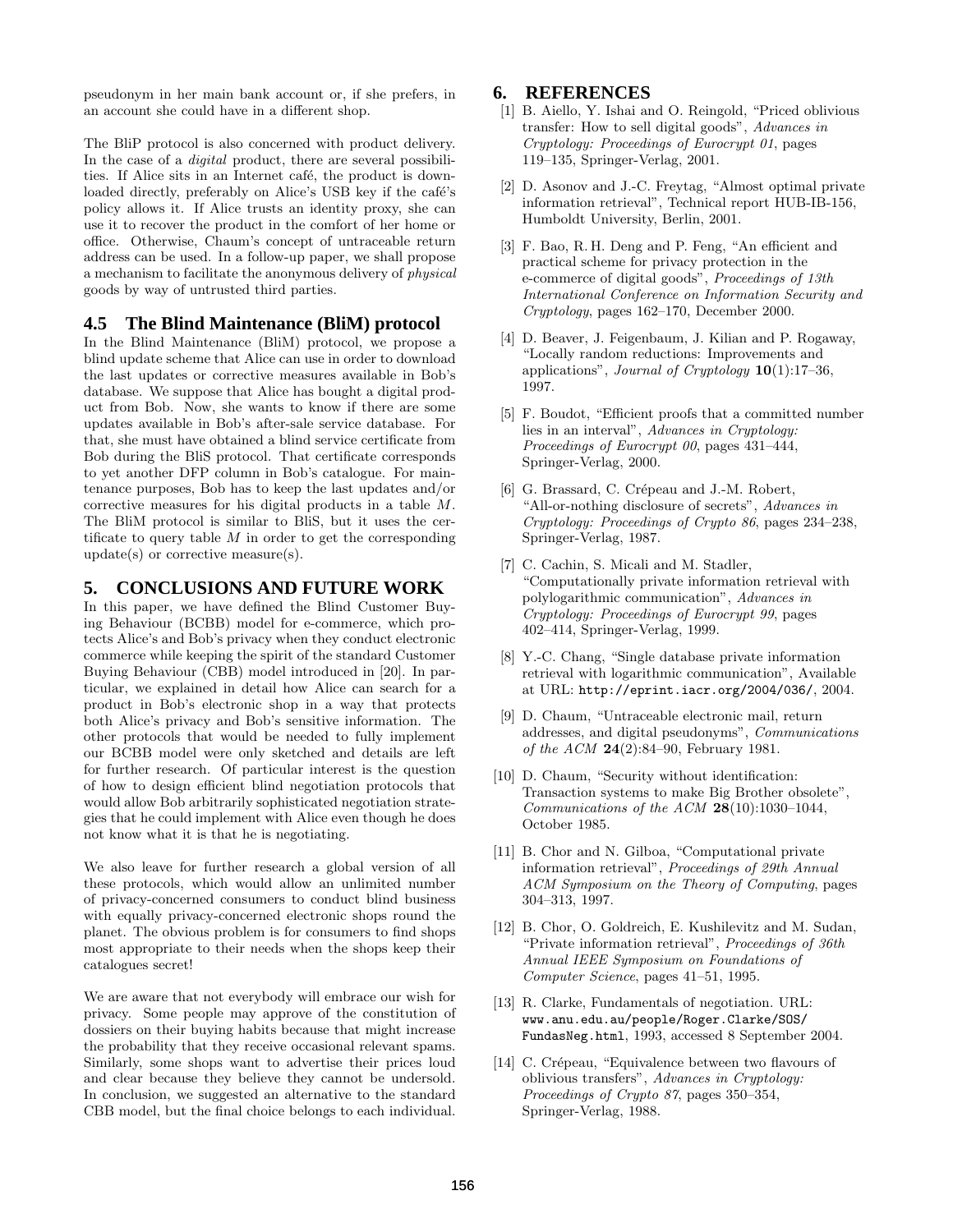pseudonym in her main bank account or, if she prefers, in an account she could have in a different shop.

The BliP protocol is also concerned with product delivery. In the case of a *digital* product, there are several possibilities. If Alice sits in an Internet café, the product is downloaded directly, preferably on Alice's USB key if the café's policy allows it. If Alice trusts an identity proxy, she can use it to recover the product in the comfort of her home or office. Otherwise, Chaum's concept of untraceable return address can be used. In a follow-up paper, we shall propose a mechanism to facilitate the anonymous delivery of *physical* goods by way of untrusted third parties.

## 4.5 The Blind Maintenance (BliM) protocol

In the Blind Maintenance (BliM) protocol, we propose a blind update scheme that Alice can use in order to download the last updates or corrective measures available in Bob's database. We suppose that Alice has bought a digital product from Bob. Now, she wants to know if there are some updates available in Bob's after-sale service database. For that, she must have obtained a blind service certificate from Bob during the BliS protocol. That certificate corresponds to yet another DFP column in Bob's catalogue. For maintenance purposes, Bob has to keep the last updates and/or corrective measures for his digital products in a table $M$. The BliM protocol is similar to BliS, but it uses the certificate to query table $M$ in order to get the corresponding update(s) or corrective measure(s).

# 5. CONCLUSIONS AND FUTURE WORK

In this paper, we have defined the Blind Customer Buying Behaviour (BCBB) model for e-commerce, which protects Alice's and Bob's privacy when they conduct electronic commerce while keeping the spirit of the standard Customer Buying Behaviour (CBB) model introduced in [20]. In particular, we explained in detail how Alice can search for a product in Bob's electronic shop in a way that protects both Alice's privacy and Bob's sensitive information. The other protocols that would be needed to fully implement our BCBB model were only sketched and details are left for further research. Of particular interest is the question of how to design efficient blind negotiation protocols that would allow Bob arbitrarily sophisticated negotiation strategies that he could implement with Alice even though he does not know what it is that he is negotiating.

We also leave for further research a global version of all these protocols, which would allow an unlimited number of privacy-concerned consumers to conduct blind business with equally privacy-concerned electronic shops round the planet. The obvious problem is for consumers to find shops most appropriate to their needs when the shops keep their catalogues secret!

We are aware that not everybody will embrace our wish for privacy. Some people may approve of the constitution of dossiers on their buying habits because that might increase the probability that they receive occasional relevant spams. Similarly, some shops want to advertise their prices loud and clear because they believe they cannot be undersold. In conclusion, we suggested an alternative to the standard CBB model, but the final choice belongs to each individual.

# 6. REFERENCES

[1] B. Aiello, Y. Ishai and O. Reingold, "Priced oblivious transfer: How to sell digital goods", *Advances in Cryptology: Proceedings of Eurocrypt 01*, pages 119–135, Springer-Verlag, 2001.

[2] D. Asonov and J.-C. Freytag, "Almost optimal private information retrieval", Technical report HUB-IB-156, Humboldt University, Berlin, 2001.

[3] F. Bao, R. H. Deng and P. Feng, "An efficient and practical scheme for privacy protection in the e-commerce of digital goods", *Proceedings of 13th International Conference on Information Security and Cryptology*, pages 162–170, December 2000.

[4] D. Beaver, J. Feigenbaum, J. Kilian and P. Rogaway, "Locally random reductions: Improvements and applications", *Journal of Cryptology* **10**(1):17–36, 1997.

[5] F. Boudot, "Efficient proofs that a committed number lies in an interval", *Advances in Cryptology: Proceedings of Eurocrypt 00*, pages 431–444, Springer-Verlag, 2000.

[6] G. Brassard, C. Crépeau and J.-M. Robert, "All-or-nothing disclosure of secrets", *Advances in Cryptology: Proceedings of Crypto 86*, pages 234–238, Springer-Verlag, 1987.

[7] C. Cachin, S. Micali and M. Stadler, "Computationally private information retrieval with polylogarithmic communication", *Advances in Cryptology: Proceedings of Eurocrypt 99*, pages 402–414, Springer-Verlag, 1999.

[8] Y.-C. Chang, "Single database private information retrieval with logarithmic communication", Available at URL: `http://eprint.iacr.org/2004/036/`, 2004.

[9] D. Chaum, "Untraceable electronic mail, return addresses, and digital pseudonyms", *Communications of the ACM* **24**(2):84–90, February 1981.

[10] D. Chaum, "Security without identification: Transaction systems to make Big Brother obsolete", *Communications of the ACM* **28**(10):1030–1044, October 1985.

[11] B. Chor and N. Gilboa, "Computational private information retrieval", *Proceedings of 29th Annual ACM Symposium on the Theory of Computing*, pages 304–313, 1997.

[12] B. Chor, O. Goldreich, E. Kushilevitz and M. Sudan, "Private information retrieval", *Proceedings of 36th Annual IEEE Symposium on Foundations of Computer Science*, pages 41–51, 1995.

[13] R. Clarke, Fundamentals of negotiation. URL: `www.anu.edu.au/people/Roger.Clarke/SOS/FundasNeg.html`, 1993, accessed 8 September 2004.

[14] C. Crépeau, "Equivalence between two flavours of oblivious transfers", *Advances in Cryptology: Proceedings of Crypto 87*, pages 350–354, Springer-Verlag, 1988.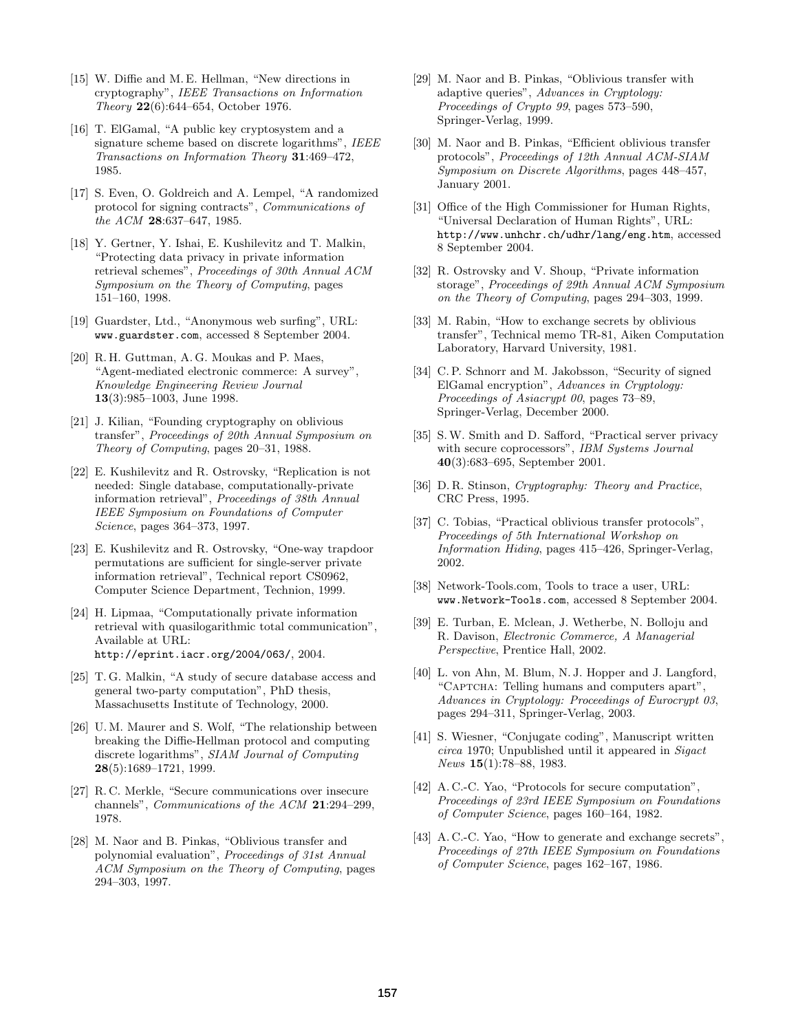[15] W. Diffie and M. E. Hellman, "New directions in cryptography", *IEEE Transactions on Information Theory* **22**(6):644–654, October 1976.

[16] T. ElGamal, "A public key cryptosystem and a signature scheme based on discrete logarithms", *IEEE Transactions on Information Theory* **31**:469–472, 1985.

[17] S. Even, O. Goldreich and A. Lempel, "A randomized protocol for signing contracts", *Communications of the ACM* **28**:637–647, 1985.

[18] Y. Gertner, Y. Ishai, E. Kushilevitz and T. Malkin, "Protecting data privacy in private information retrieval schemes", *Proceedings of 30th Annual ACM Symposium on the Theory of Computing*, pages 151–160, 1998.

[19] Guardster, Ltd., "Anonymous web surfing", URL: `www.guardster.com`, accessed 8 September 2004.

[20] R. H. Guttman, A. G. Moukas and P. Maes, "Agent-mediated electronic commerce: A survey", *Knowledge Engineering Review Journal* **13**(3):985–1003, June 1998.

[21] J. Kilian, "Founding cryptography on oblivious transfer", *Proceedings of 20th Annual Symposium on Theory of Computing*, pages 20–31, 1988.

[22] E. Kushilevitz and R. Ostrovsky, "Replication is not needed: Single database, computationally-private information retrieval", *Proceedings of 38th Annual IEEE Symposium on Foundations of Computer Science*, pages 364–373, 1997.

[23] E. Kushilevitz and R. Ostrovsky, "One-way trapdoor permutations are sufficient for single-server private information retrieval", Technical report CS0962, Computer Science Department, Technion, 1999.

[24] H. Lipmaa, "Computationally private information retrieval with quasilogarithmic total communication", Available at URL: `http://eprint.iacr.org/2004/063/`, 2004.

[25] T. G. Malkin, "A study of secure database access and general two-party computation", PhD thesis, Massachusetts Institute of Technology, 2000.

[26] U. M. Maurer and S. Wolf, "The relationship between breaking the Diffie-Hellman protocol and computing discrete logarithms", *SIAM Journal of Computing* **28**(5):1689–1721, 1999.

[27] R. C. Merkle, "Secure communications over insecure channels", *Communications of the ACM* **21**:294–299, 1978.

[28] M. Naor and B. Pinkas, "Oblivious transfer and polynomial evaluation", *Proceedings of 31st Annual ACM Symposium on the Theory of Computing*, pages 294–303, 1997.

[29] M. Naor and B. Pinkas, "Oblivious transfer with adaptive queries", *Advances in Cryptology: Proceedings of Crypto 99*, pages 573–590, Springer-Verlag, 1999.

[30] M. Naor and B. Pinkas, "Efficient oblivious transfer protocols", *Proceedings of 12th Annual ACM-SIAM Symposium on Discrete Algorithms*, pages 448–457, January 2001.

[31] Office of the High Commissioner for Human Rights, "Universal Declaration of Human Rights", URL: `http://www.unhchr.ch/udhr/lang/eng.htm`, accessed 8 September 2004.

[32] R. Ostrovsky and V. Shoup, "Private information storage", *Proceedings of 29th Annual ACM Symposium on the Theory of Computing*, pages 294–303, 1999.

[33] M. Rabin, "How to exchange secrets by oblivious transfer", Technical memo TR-81, Aiken Computation Laboratory, Harvard University, 1981.

[34] C. P. Schnorr and M. Jakobsson, "Security of signed ElGamal encryption", *Advances in Cryptology: Proceedings of Asiacrypt 00*, pages 73–89, Springer-Verlag, December 2000.

[35] S. W. Smith and D. Safford, "Practical server privacy with secure coprocessors", *IBM Systems Journal* **40**(3):683–695, September 2001.

[36] D. R. Stinson, *Cryptography: Theory and Practice*, CRC Press, 1995.

[37] C. Tobias, "Practical oblivious transfer protocols", *Proceedings of 5th International Workshop on Information Hiding*, pages 415–426, Springer-Verlag, 2002.

[38] Network-Tools.com, Tools to trace a user, URL: `www.Network-Tools.com`, accessed 8 September 2004.

[39] E. Turban, E. Mclean, J. Wetherbe, N. Bolloju and R. Davison, *Electronic Commerce, A Managerial Perspective*, Prentice Hall, 2002.

[40] L. von Ahn, M. Blum, N. J. Hopper and J. Langford, "CAPTCHA: Telling humans and computers apart", *Advances in Cryptology: Proceedings of Eurocrypt 03*, pages 294–311, Springer-Verlag, 2003.

[41] S. Wiesner, "Conjugate coding", Manuscript written *circa* 1970; Unpublished until it appeared in *Sigact News* **15**(1):78–88, 1983.

[42] A. C.-C. Yao, "Protocols for secure computation", *Proceedings of 23rd IEEE Symposium on Foundations of Computer Science*, pages 160–164, 1982.

[43] A. C.-C. Yao, "How to generate and exchange secrets", *Proceedings of 27th IEEE Symposium on Foundations of Computer Science*, pages 162–167, 1986.